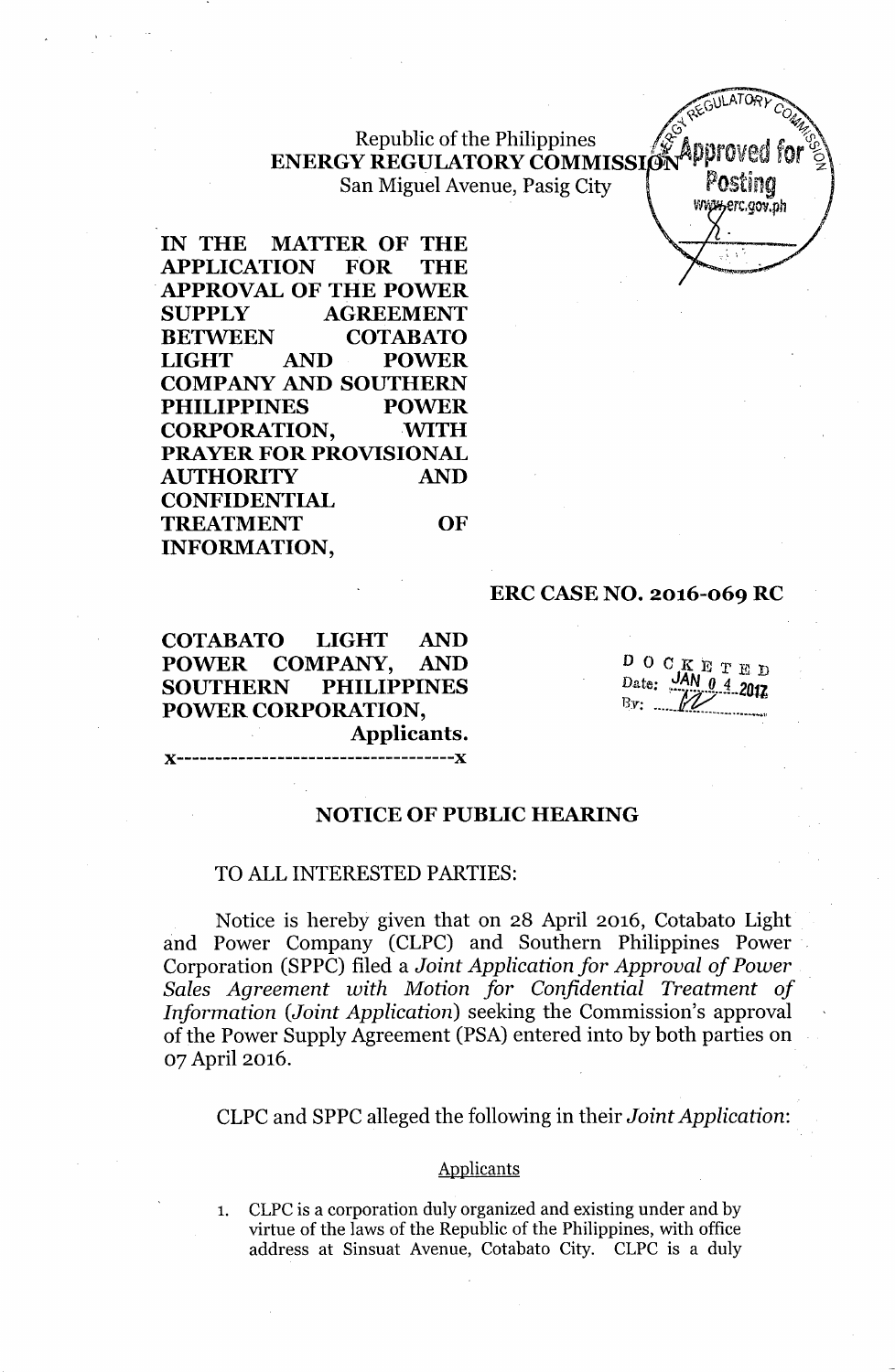Republic of the Philippines
**ENERGY REGULATORY COMMISSION**
San Miguel Avenue, Pasig City

**IN THE MATTER OF THE APPLICATION FOR THE APPROVAL OF THE POWER SUPPLY AGREEMENT BETWEEN COTABATO LIGHT AND POWER COMPANY AND SOUTHERN PHILIPPINES POWER CORPORATION, WITH PRAYER FOR PROVISIONAL AUTHORITY AND CONFIDENTIAL TREATMENT OF INFORMATION,**

**ERC CASE NO. 2016-069 RC**

**COTABATO LIGHT AND POWER COMPANY, AND SOUTHERN PHILIPPINES POWER CORPORATION,**
**Applicants.**

x-------------------------------------x

DOCKETED
Date: JAN 04 2017
By: ______

## NOTICE OF PUBLIC HEARING

TO ALL INTERESTED PARTIES:

Notice is hereby given that on 28 April 2016, Cotabato Light and Power Company (CLPC) and Southern Philippines Power Corporation (SPPC) filed a *Joint Application for Approval of Power Sales Agreement with Motion for Confidential Treatment of Information (Joint Application)* seeking the Commission's approval of the Power Supply Agreement (PSA) entered into by both parties on 07 April 2016.

CLPC and SPPC alleged the following in their *Joint Application*:

Applicants

1. CLPC is a corporation duly organized and existing under and by virtue of the laws of the Republic of the Philippines, with office address at Sinsuat Avenue, Cotabato City. CLPC is a duly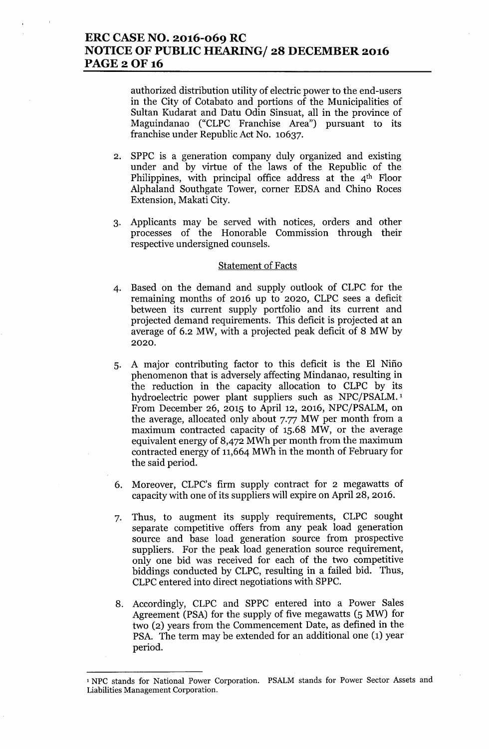authorized distribution utility of electric power to the end-users in the City of Cotabato and portions of the Municipalities of Sultan Kudarat and Datu Odin Sinsuat, all in the province of Maguindanao ("CLPC Franchise Area") pursuant to its franchise under Republic Act No. 10637.

2. SPPC is a generation company duly organized and existing under and by virtue of the laws of the Republic of the Philippines, with principal office address at the 4th Floor Alphaland Southgate Tower, corner EDSA and Chino Roces Extension, Makati City.

3. Applicants may be served with notices, orders and other processes of the Honorable Commission through their respective undersigned counsels.

Statement of Facts

4. Based on the demand and supply outlook of CLPC for the remaining months of 2016 up to 2020, CLPC sees a deficit between its current supply portfolio and its current and projected demand requirements. This deficit is projected at an average of 6.2 MW, with a projected peak deficit of 8 MW by 2020.

5. A major contributing factor to this deficit is the El Niño phenomenon that is adversely affecting Mindanao, resulting in the reduction in the capacity allocation to CLPC by its hydroelectric power plant suppliers such as NPC/PSALM.[1] From December 26, 2015 to April 12, 2016, NPC/PSALM, on the average, allocated only about 7.77 MW per month from a maximum contracted capacity of 15.68 MW, or the average equivalent energy of 8,472 MWh per month from the maximum contracted energy of 11,664 MWh in the month of February for the said period.

6. Moreover, CLPC's firm supply contract for 2 megawatts of capacity with one of its suppliers will expire on April 28, 2016.

7. Thus, to augment its supply requirements, CLPC sought separate competitive offers from any peak load generation source and base load generation source from prospective suppliers. For the peak load generation source requirement, only one bid was received for each of the two competitive biddings conducted by CLPC, resulting in a failed bid. Thus, CLPC entered into direct negotiations with SPPC.

8. Accordingly, CLPC and SPPC entered into a Power Sales Agreement (PSA) for the supply of five megawatts (5 MW) for two (2) years from the Commencement Date, as defined in the PSA. The term may be extended for an additional one (1) year period.

---

[1] NPC stands for National Power Corporation. PSALM stands for Power Sector Assets and Liabilities Management Corporation.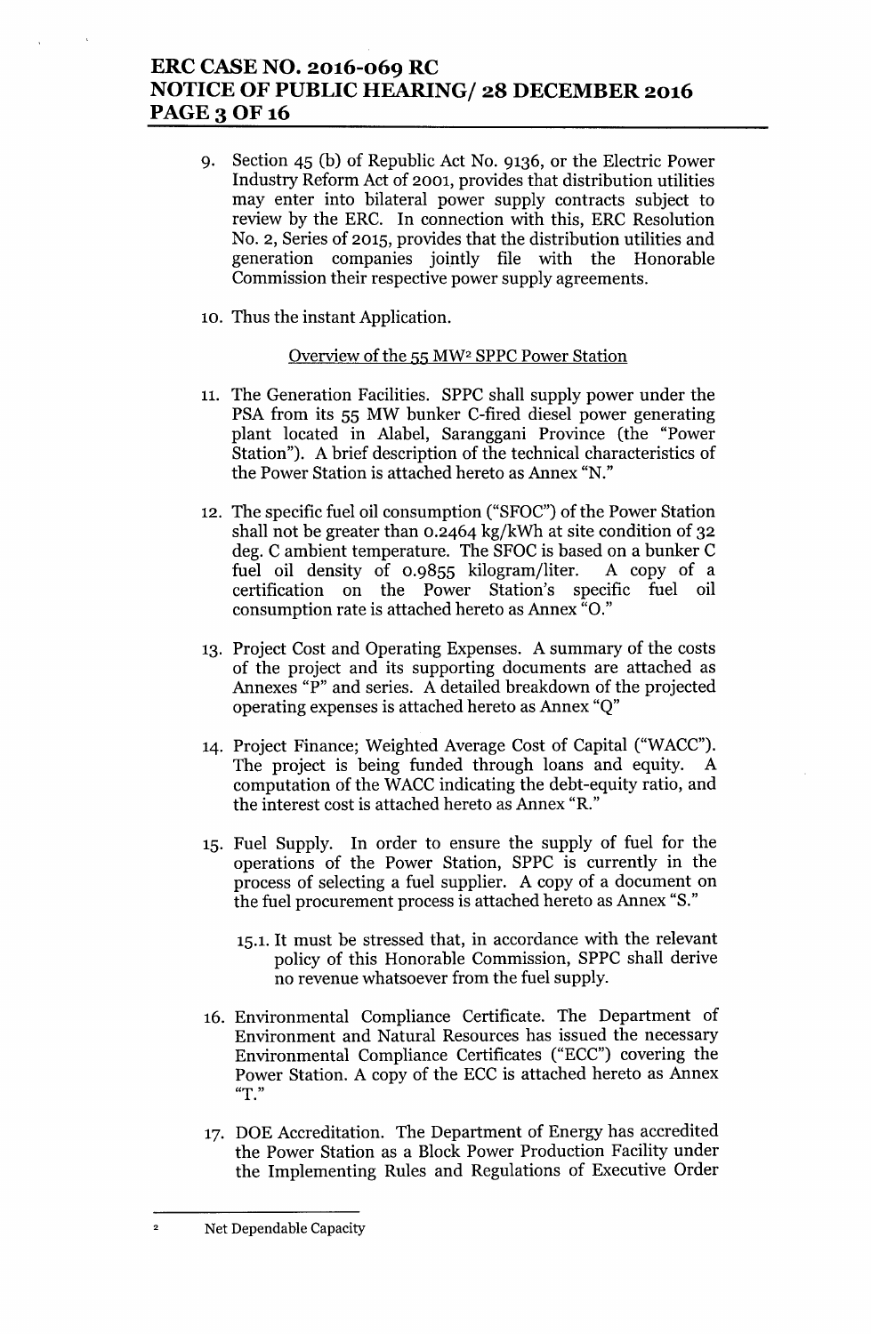9. Section 45 (b) of Republic Act No. 9136, or the Electric Power Industry Reform Act of 2001, provides that distribution utilities may enter into bilateral power supply contracts subject to review by the ERC. In connection with this, ERC Resolution No. 2, Series of 2015, provides that the distribution utilities and generation companies jointly file with the Honorable Commission their respective power supply agreements.

10. Thus the instant Application.

<u>Overview of the 55 MW[2] SPPC Power Station</u>

11. The Generation Facilities. SPPC shall supply power under the PSA from its 55 MW bunker C-fired diesel power generating plant located in Alabel, Saranggani Province (the "Power Station"). A brief description of the technical characteristics of the Power Station is attached hereto as Annex "N."

12. The specific fuel oil consumption ("SFOC") of the Power Station shall not be greater than 0.2464 kg/kWh at site condition of 32 deg. C ambient temperature. The SFOC is based on a bunker C fuel oil density of 0.9855 kilogram/liter. A copy of a certification on the Power Station's specific fuel oil consumption rate is attached hereto as Annex "O."

13. Project Cost and Operating Expenses. A summary of the costs of the project and its supporting documents are attached as Annexes "P" and series. A detailed breakdown of the projected operating expenses is attached hereto as Annex "Q"

14. Project Finance; Weighted Average Cost of Capital ("WACC"). The project is being funded through loans and equity. A computation of the WACC indicating the debt-equity ratio, and the interest cost is attached hereto as Annex "R."

15. Fuel Supply. In order to ensure the supply of fuel for the operations of the Power Station, SPPC is currently in the process of selecting a fuel supplier. A copy of a document on the fuel procurement process is attached hereto as Annex "S."

    15.1. It must be stressed that, in accordance with the relevant policy of this Honorable Commission, SPPC shall derive no revenue whatsoever from the fuel supply.

16. Environmental Compliance Certificate. The Department of Environment and Natural Resources has issued the necessary Environmental Compliance Certificates ("ECC") covering the Power Station. A copy of the ECC is attached hereto as Annex "T."

17. DOE Accreditation. The Department of Energy has accredited the Power Station as a Block Power Production Facility under the Implementing Rules and Regulations of Executive Order

---

[2] Net Dependable Capacity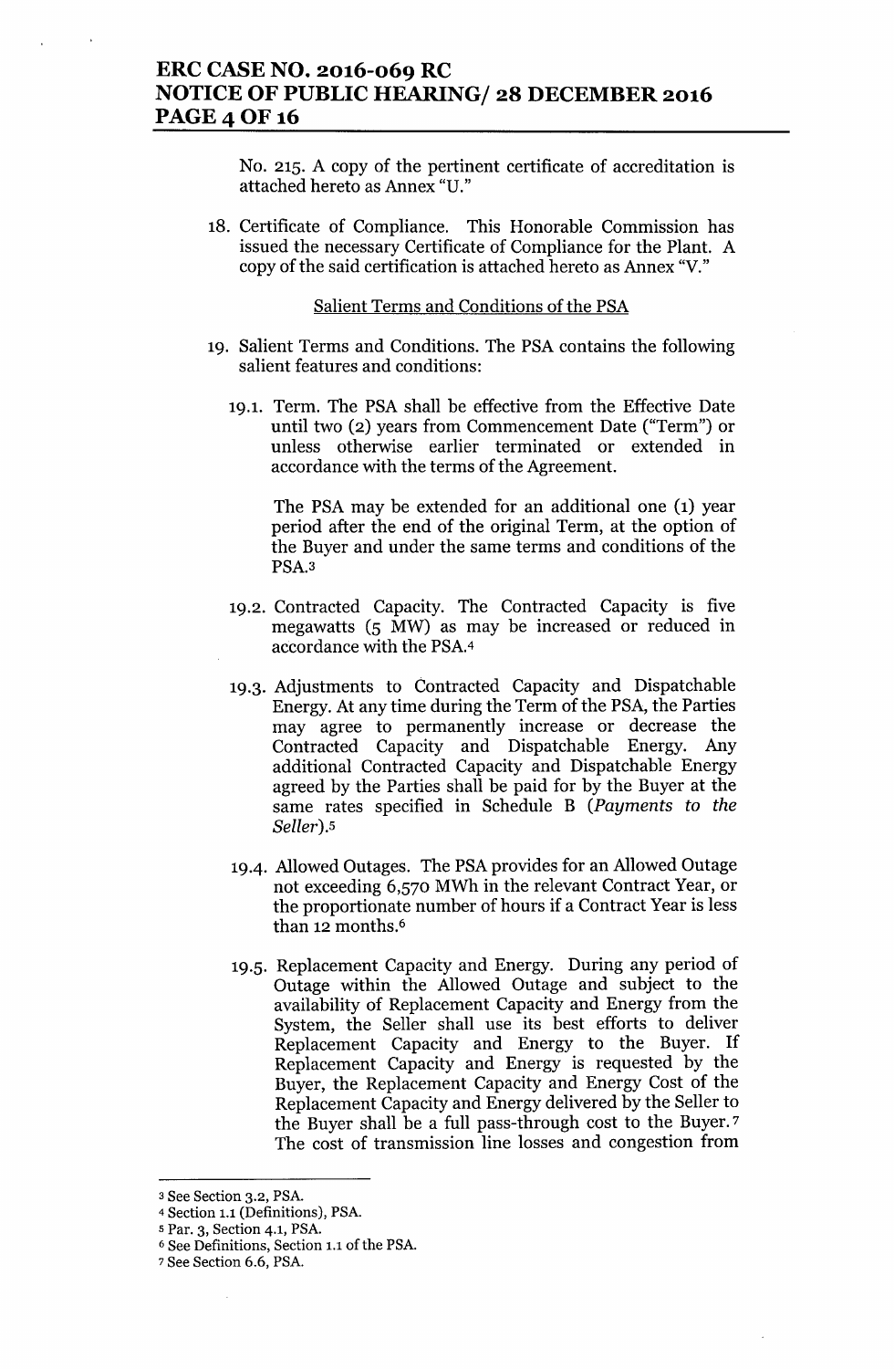No. 215. A copy of the pertinent certificate of accreditation is attached hereto as Annex "U."

18. Certificate of Compliance. This Honorable Commission has issued the necessary Certificate of Compliance for the Plant. A copy of the said certification is attached hereto as Annex "V."

<u>Salient Terms and Conditions of the PSA</u>

19. Salient Terms and Conditions. The PSA contains the following salient features and conditions:

    19.1. Term. The PSA shall be effective from the Effective Date until two (2) years from Commencement Date ("Term") or unless otherwise earlier terminated or extended in accordance with the terms of the Agreement.

    The PSA may be extended for an additional one (1) year period after the end of the original Term, at the option of the Buyer and under the same terms and conditions of the PSA.[3]

    19.2. Contracted Capacity. The Contracted Capacity is five megawatts (5 MW) as may be increased or reduced in accordance with the PSA.[4]

    19.3. Adjustments to Contracted Capacity and Dispatchable Energy. At any time during the Term of the PSA, the Parties may agree to permanently increase or decrease the Contracted Capacity and Dispatchable Energy. Any additional Contracted Capacity and Dispatchable Energy agreed by the Parties shall be paid for by the Buyer at the same rates specified in Schedule B (*Payments to the Seller*).[5]

    19.4. Allowed Outages. The PSA provides for an Allowed Outage not exceeding 6,570 MWh in the relevant Contract Year, or the proportionate number of hours if a Contract Year is less than 12 months.[6]

    19.5. Replacement Capacity and Energy. During any period of Outage within the Allowed Outage and subject to the availability of Replacement Capacity and Energy from the System, the Seller shall use its best efforts to deliver Replacement Capacity and Energy to the Buyer. If Replacement Capacity and Energy is requested by the Buyer, the Replacement Capacity and Energy Cost of the Replacement Capacity and Energy delivered by the Seller to the Buyer shall be a full pass-through cost to the Buyer.[7] The cost of transmission line losses and congestion from

---

[3] See Section 3.2, PSA.
[4] Section 1.1 (Definitions), PSA.
[5] Par. 3, Section 4.1, PSA.
[6] See Definitions, Section 1.1 of the PSA.
[7] See Section 6.6, PSA.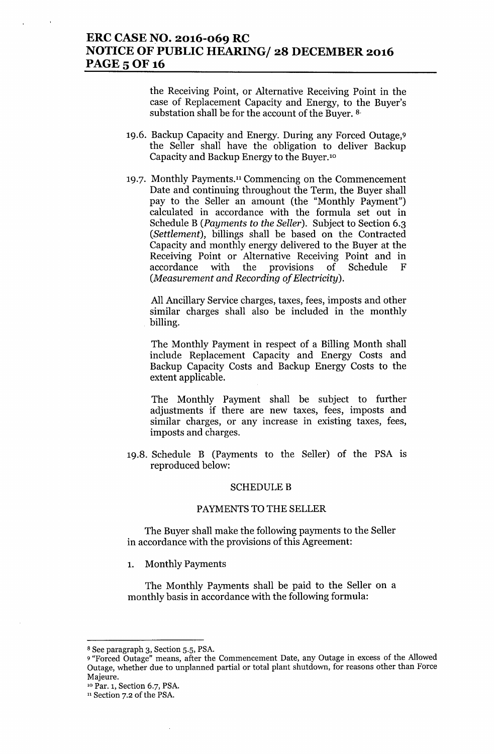the Receiving Point, or Alternative Receiving Point in the case of Replacement Capacity and Energy, to the Buyer's substation shall be for the account of the Buyer. [8]

19.6. Backup Capacity and Energy. During any Forced Outage,[9] the Seller shall have the obligation to deliver Backup Capacity and Backup Energy to the Buyer.[10]

19.7. Monthly Payments.[11] Commencing on the Commencement Date and continuing throughout the Term, the Buyer shall pay to the Seller an amount (the "Monthly Payment") calculated in accordance with the formula set out in Schedule B (*Payments to the Seller*). Subject to Section 6.3 (*Settlement*), billings shall be based on the Contracted Capacity and monthly energy delivered to the Buyer at the Receiving Point or Alternative Receiving Point and in accordance with the provisions of Schedule F (*Measurement and Recording of Electricity*).

All Ancillary Service charges, taxes, fees, imposts and other similar charges shall also be included in the monthly billing.

The Monthly Payment in respect of a Billing Month shall include Replacement Capacity and Energy Costs and Backup Capacity Costs and Backup Energy Costs to the extent applicable.

The Monthly Payment shall be subject to further adjustments if there are new taxes, fees, imposts and similar charges, or any increase in existing taxes, fees, imposts and charges.

19.8. Schedule B (Payments to the Seller) of the PSA is reproduced below:

SCHEDULE B

PAYMENTS TO THE SELLER

The Buyer shall make the following payments to the Seller in accordance with the provisions of this Agreement:

1. Monthly Payments

The Monthly Payments shall be paid to the Seller on a monthly basis in accordance with the following formula:

---

[8] See paragraph 3, Section 5.5, PSA.

[9] "Forced Outage" means, after the Commencement Date, any Outage in excess of the Allowed Outage, whether due to unplanned partial or total plant shutdown, for reasons other than Force Majeure.

[10] Par. 1, Section 6.7, PSA.

[11] Section 7.2 of the PSA.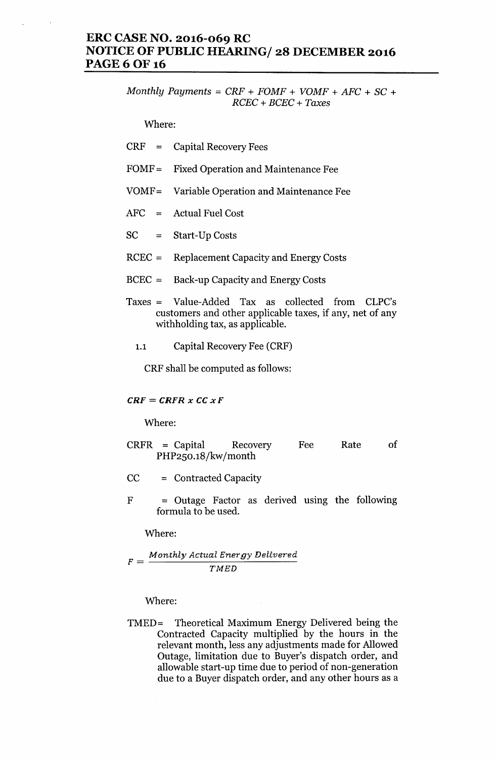$$Monthly\ Payments = CRF + FOMF + VOMF + AFC + SC + RCEC + BCEC + Taxes$$

Where:

CRF = Capital Recovery Fees

FOMF = Fixed Operation and Maintenance Fee

VOMF = Variable Operation and Maintenance Fee

AFC = Actual Fuel Cost

SC = Start-Up Costs

RCEC = Replacement Capacity and Energy Costs

BCEC = Back-up Capacity and Energy Costs

Taxes = Value-Added Tax as collected from CLPC's customers and other applicable taxes, if any, net of any withholding tax, as applicable.

1.1 Capital Recovery Fee (CRF)

CRF shall be computed as follows:

$$CRF = CRFR \times CC \times F$$

Where:

CRFR = Capital Recovery Fee Rate of PHP250.18/kw/month

CC = Contracted Capacity

F = Outage Factor as derived using the following formula to be used.

Where:

$$F = \frac{Monthly\ Actual\ Energy\ Delivered}{TMED}$$

Where:

TMED = Theoretical Maximum Energy Delivered being the Contracted Capacity multiplied by the hours in the relevant month, less any adjustments made for Allowed Outage, limitation due to Buyer's dispatch order, and allowable start-up time due to period of non-generation due to a Buyer dispatch order, and any other hours as a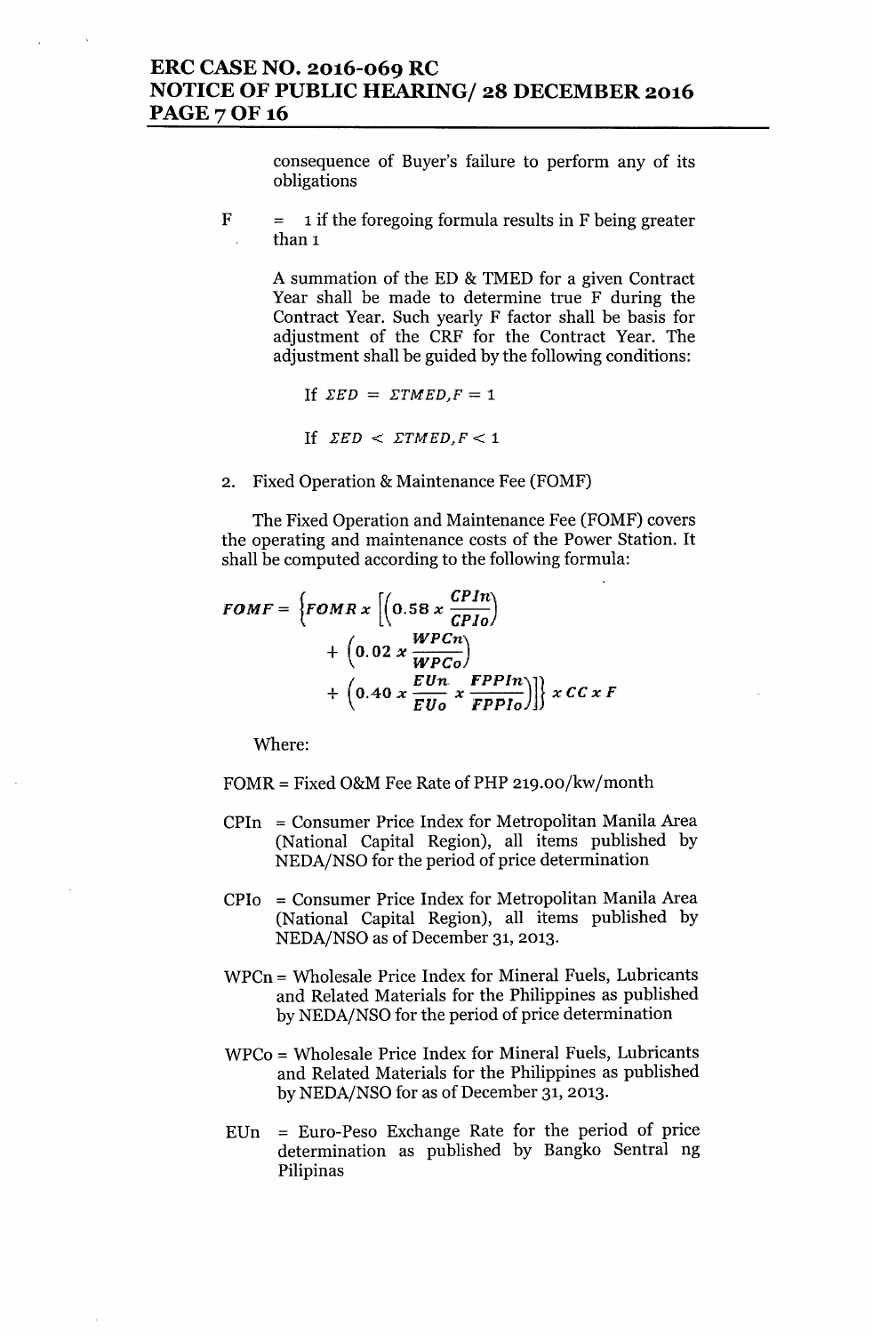consequence of Buyer's failure to perform any of its obligations

F = 1 if the foregoing formula results in F being greater than 1

A summation of the ED & TMED for a given Contract Year shall be made to determine true F during the Contract Year. Such yearly F factor shall be basis for adjustment of the CRF for the Contract Year. The adjustment shall be guided by the following conditions:

If $\Sigma ED = \Sigma TMED, F = 1$

If $\Sigma ED < \Sigma TMED, F < 1$

2. Fixed Operation & Maintenance Fee (FOMF)

The Fixed Operation and Maintenance Fee (FOMF) covers the operating and maintenance costs of the Power Station. It shall be computed according to the following formula:

$$FOMF = \left\{FOMR \times \left[\left(0.58 \times \frac{CPIn}{CPIo}\right) + \left(0.02 \times \frac{WPCn}{WPCo}\right) + \left(0.40 \times \frac{EUn}{EUo} \times \frac{FPPIn}{FPPIo}\right)\right]\right\} \times CC \times F$$

Where:

FOMR = Fixed O&M Fee Rate of PHP 219.00/kw/month

CPIn = Consumer Price Index for Metropolitan Manila Area (National Capital Region), all items published by NEDA/NSO for the period of price determination

CPIo = Consumer Price Index for Metropolitan Manila Area (National Capital Region), all items published by NEDA/NSO as of December 31, 2013.

WPCn = Wholesale Price Index for Mineral Fuels, Lubricants and Related Materials for the Philippines as published by NEDA/NSO for the period of price determination

WPCo = Wholesale Price Index for Mineral Fuels, Lubricants and Related Materials for the Philippines as published by NEDA/NSO for as of December 31, 2013.

EUn = Euro-Peso Exchange Rate for the period of price determination as published by Bangko Sentral ng Pilipinas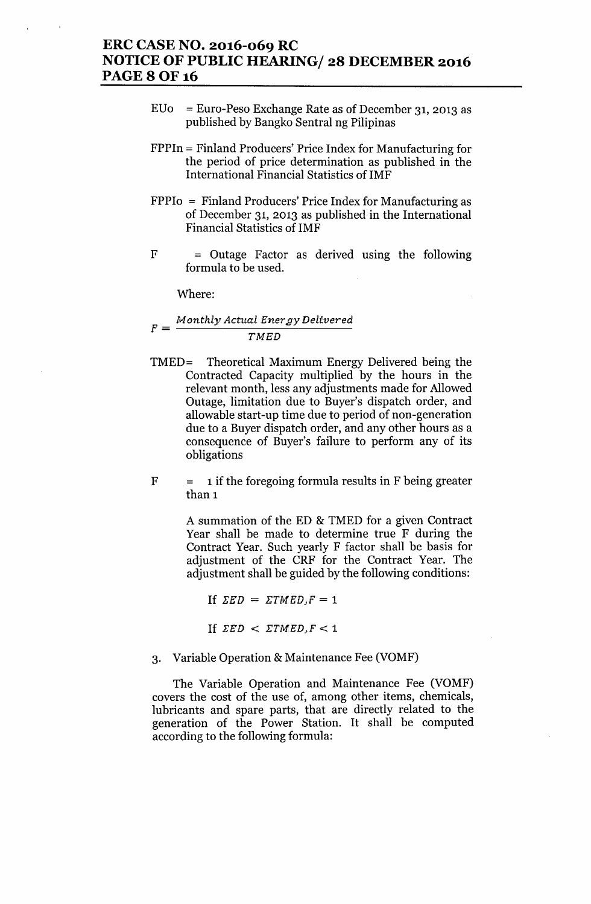$EU_o$ = Euro-Peso Exchange Rate as of December 31, 2013 as published by Bangko Sentral ng Pilipinas

$FPPI_n$ = Finland Producers' Price Index for Manufacturing for the period of price determination as published in the International Financial Statistics of IMF

$FPPI_o$ = Finland Producers' Price Index for Manufacturing as of December 31, 2013 as published in the International Financial Statistics of IMF

F = Outage Factor as derived using the following formula to be used.

Where:

$$F = \frac{Monthly\ Actual\ Energy\ Delivered}{TMED}$$

TMED = Theoretical Maximum Energy Delivered being the Contracted Capacity multiplied by the hours in the relevant month, less any adjustments made for Allowed Outage, limitation due to Buyer's dispatch order, and allowable start-up time due to period of non-generation due to a Buyer dispatch order, and any other hours as a consequence of Buyer's failure to perform any of its obligations

F = 1 if the foregoing formula results in F being greater than 1

A summation of the ED & TMED for a given Contract Year shall be made to determine true F during the Contract Year. Such yearly F factor shall be basis for adjustment of the CRF for the Contract Year. The adjustment shall be guided by the following conditions:

$$\text{If } \Sigma ED = \Sigma TMED, F = 1$$

$$\text{If } \Sigma ED < \Sigma TMED, F < 1$$

3. Variable Operation & Maintenance Fee (VOMF)

The Variable Operation and Maintenance Fee (VOMF) covers the cost of the use of, among other items, chemicals, lubricants and spare parts, that are directly related to the generation of the Power Station. It shall be computed according to the following formula: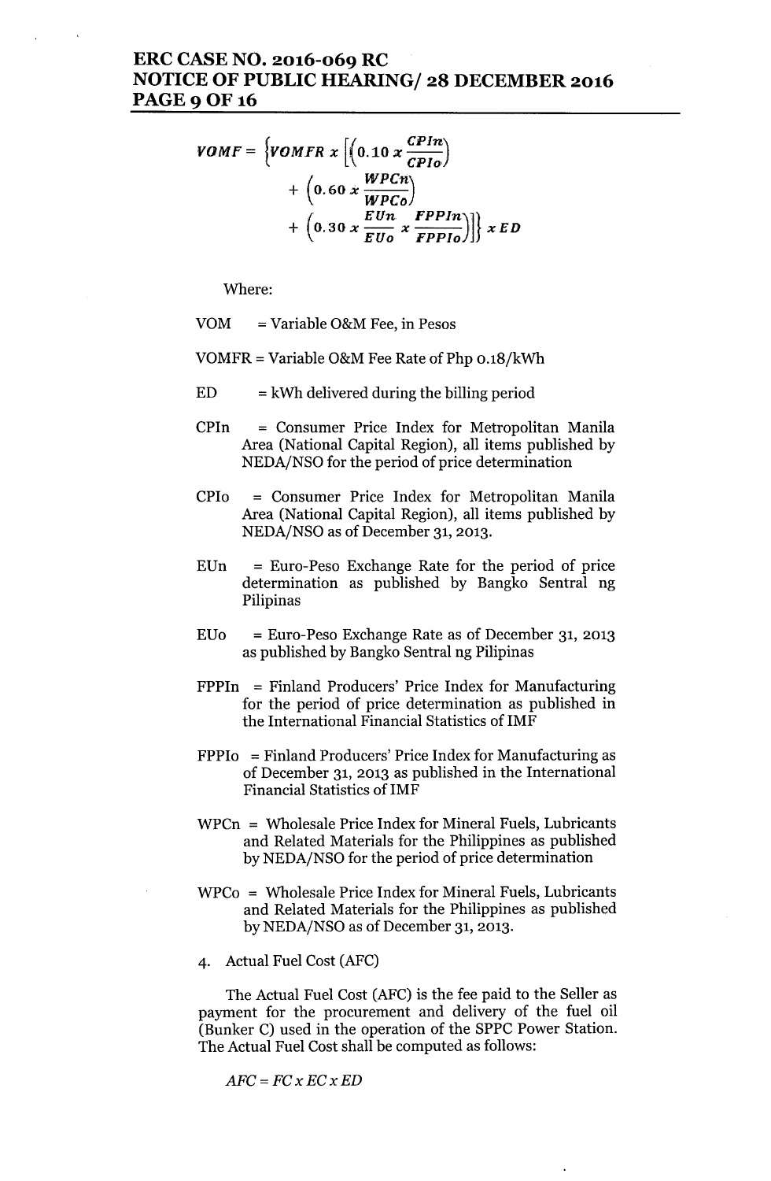$$VOMF = \left\{VOMFR \times \left[\left(0.10 \times \frac{CPIn}{CPIo}\right) + \left(0.60 \times \frac{WPCn}{WPCo}\right) + \left(0.30 \times \frac{EUn}{EUo} \times \frac{FPPIn}{FPPIo}\right)\right]\right\} \times ED$$

Where:

VOM = Variable O&M Fee, in Pesos

VOMFR = Variable O&M Fee Rate of Php 0.18/kWh

ED = kWh delivered during the billing period

CPIn = Consumer Price Index for Metropolitan Manila Area (National Capital Region), all items published by NEDA/NSO for the period of price determination

CPIo = Consumer Price Index for Metropolitan Manila Area (National Capital Region), all items published by NEDA/NSO as of December 31, 2013.

EUn = Euro-Peso Exchange Rate for the period of price determination as published by Bangko Sentral ng Pilipinas

EUo = Euro-Peso Exchange Rate as of December 31, 2013 as published by Bangko Sentral ng Pilipinas

FPPIn = Finland Producers' Price Index for Manufacturing for the period of price determination as published in the International Financial Statistics of IMF

FPPIo = Finland Producers' Price Index for Manufacturing as of December 31, 2013 as published in the International Financial Statistics of IMF

WPCn = Wholesale Price Index for Mineral Fuels, Lubricants and Related Materials for the Philippines as published by NEDA/NSO for the period of price determination

WPCo = Wholesale Price Index for Mineral Fuels, Lubricants and Related Materials for the Philippines as published by NEDA/NSO as of December 31, 2013.

4. Actual Fuel Cost (AFC)

The Actual Fuel Cost (AFC) is the fee paid to the Seller as payment for the procurement and delivery of the fuel oil (Bunker C) used in the operation of the SPPC Power Station. The Actual Fuel Cost shall be computed as follows:

$$AFC = FC \times EC \times ED$$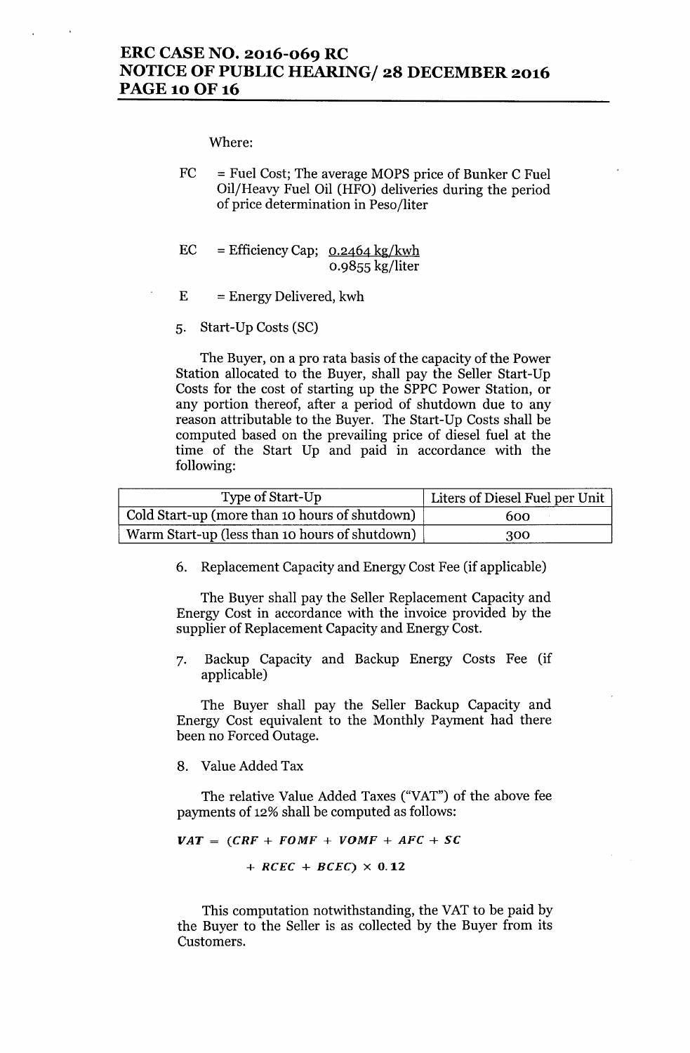Where:

FC = Fuel Cost; The average MOPS price of Bunker C Fuel Oil/Heavy Fuel Oil (HFO) deliveries during the period of price determination in Peso/liter

EC = Efficiency Cap; $\frac{0.2464 \text{ kg/kwh}}{0.9855 \text{ kg/liter}}$

E = Energy Delivered, kwh

5. Start-Up Costs (SC)

The Buyer, on a pro rata basis of the capacity of the Power Station allocated to the Buyer, shall pay the Seller Start-Up Costs for the cost of starting up the SPPC Power Station, or any portion thereof, after a period of shutdown due to any reason attributable to the Buyer. The Start-Up Costs shall be computed based on the prevailing price of diesel fuel at the time of the Start Up and paid in accordance with the following:

| Type of Start-Up | Liters of Diesel Fuel per Unit |
| --- | --- |
| Cold Start-up (more than 10 hours of shutdown) | 600 |
| Warm Start-up (less than 10 hours of shutdown) | 300 |

6. Replacement Capacity and Energy Cost Fee (if applicable)

The Buyer shall pay the Seller Replacement Capacity and Energy Cost in accordance with the invoice provided by the supplier of Replacement Capacity and Energy Cost.

7. Backup Capacity and Backup Energy Costs Fee (if applicable)

The Buyer shall pay the Seller Backup Capacity and Energy Cost equivalent to the Monthly Payment had there been no Forced Outage.

8. Value Added Tax

The relative Value Added Taxes ("VAT") of the above fee payments of 12% shall be computed as follows:

$$VAT = (CRF + FOMF + VOMF + AFC + SC + RCEC + BCEC) \times 0.12$$

This computation notwithstanding, the VAT to be paid by the Buyer to the Seller is as collected by the Buyer from its Customers.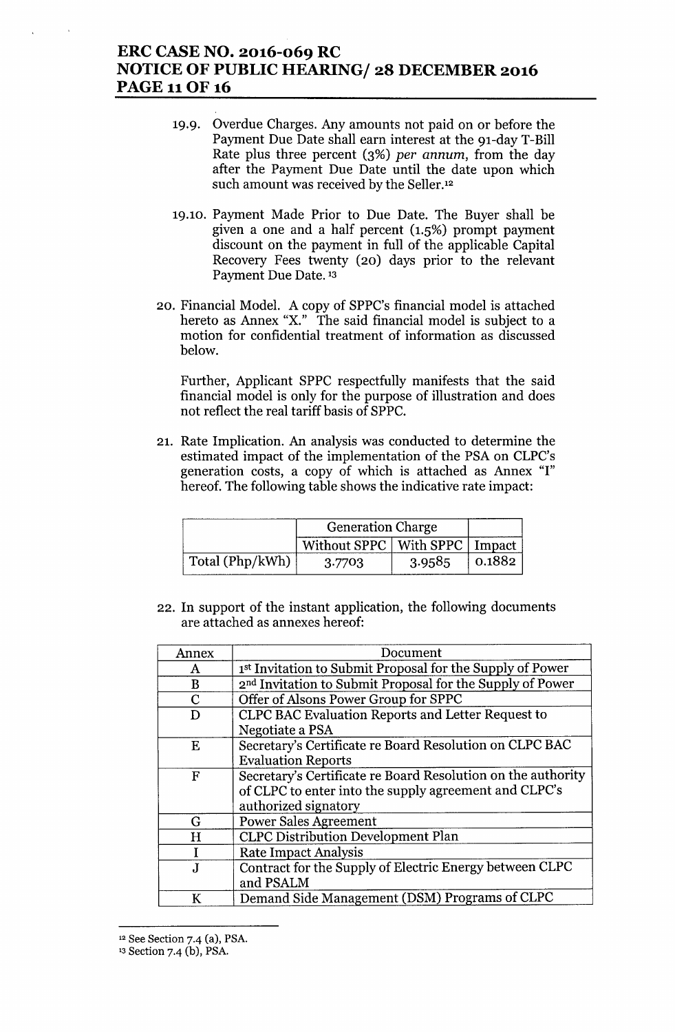19.9. Overdue Charges. Any amounts not paid on or before the Payment Due Date shall earn interest at the 91-day T-Bill Rate plus three percent (3%) *per annum*, from the day after the Payment Due Date until the date upon which such amount was received by the Seller.[12]

19.10. Payment Made Prior to Due Date. The Buyer shall be given a one and a half percent (1.5%) prompt payment discount on the payment in full of the applicable Capital Recovery Fees twenty (20) days prior to the relevant Payment Due Date.[13]

20. Financial Model. A copy of SPPC's financial model is attached hereto as Annex "X." The said financial model is subject to a motion for confidential treatment of information as discussed below.

Further, Applicant SPPC respectfully manifests that the said financial model is only for the purpose of illustration and does not reflect the real tariff basis of SPPC.

21. Rate Implication. An analysis was conducted to determine the estimated impact of the implementation of the PSA on CLPC's generation costs, a copy of which is attached as Annex "I" hereof. The following table shows the indicative rate impact:

| | Generation Charge | | |
|---|---|---|---|
| | Without SPPC | With SPPC | Impact |
| Total (Php/kWh) | 3.7703 | 3.9585 | 0.1882 |

22. In support of the instant application, the following documents are attached as annexes hereof:

| Annex | Document |
|---|---|
| A | 1st Invitation to Submit Proposal for the Supply of Power |
| B | 2nd Invitation to Submit Proposal for the Supply of Power |
| C | Offer of Alsons Power Group for SPPC |
| D | CLPC BAC Evaluation Reports and Letter Request to Negotiate a PSA |
| E | Secretary's Certificate re Board Resolution on CLPC BAC Evaluation Reports |
| F | Secretary's Certificate re Board Resolution on the authority of CLPC to enter into the supply agreement and CLPC's authorized signatory |
| G | Power Sales Agreement |
| H | CLPC Distribution Development Plan |
| I | Rate Impact Analysis |
| J | Contract for the Supply of Electric Energy between CLPC and PSALM |
| K | Demand Side Management (DSM) Programs of CLPC |

[12] See Section 7.4 (a), PSA.

[13] Section 7.4 (b), PSA.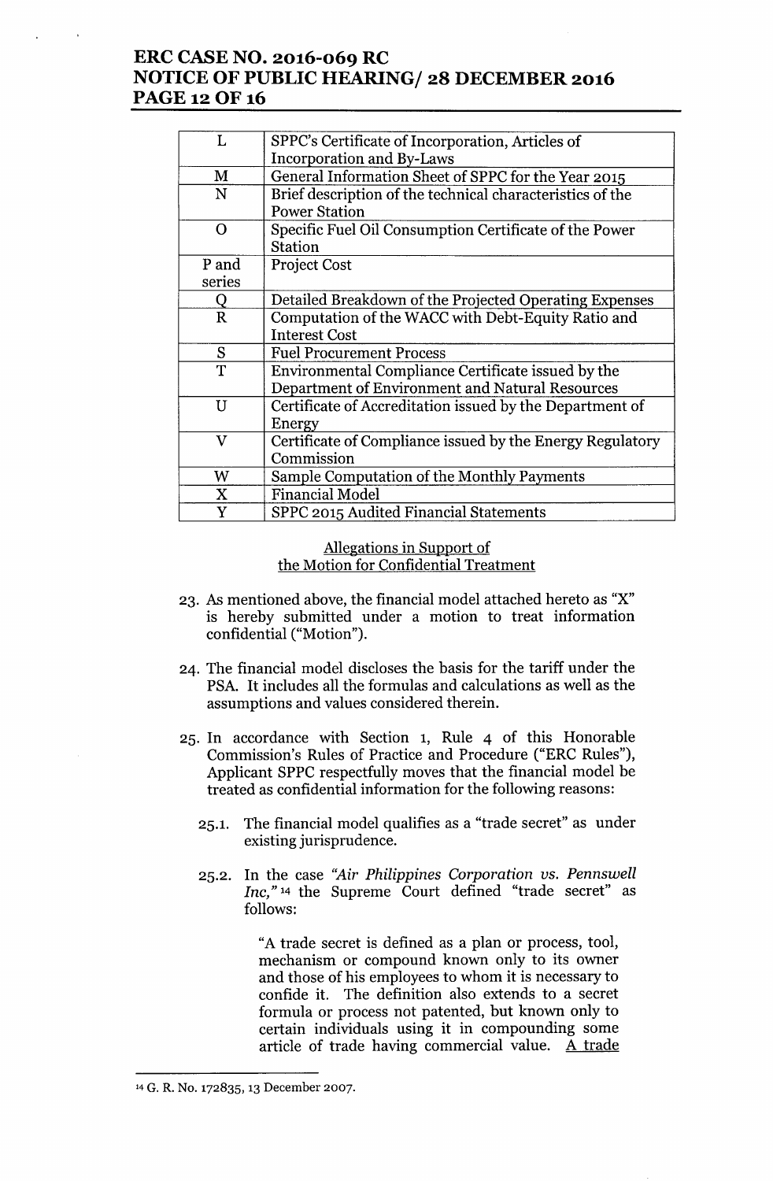| | |
|---|---|
| L | SPPC's Certificate of Incorporation, Articles of Incorporation and By-Laws |
| M | General Information Sheet of SPPC for the Year 2015 |
| N | Brief description of the technical characteristics of the Power Station |
| O | Specific Fuel Oil Consumption Certificate of the Power Station |
| P and series | Project Cost |
| Q | Detailed Breakdown of the Projected Operating Expenses |
| R | Computation of the WACC with Debt-Equity Ratio and Interest Cost |
| S | Fuel Procurement Process |
| T | Environmental Compliance Certificate issued by the Department of Environment and Natural Resources |
| U | Certificate of Accreditation issued by the Department of Energy |
| V | Certificate of Compliance issued by the Energy Regulatory Commission |
| W | Sample Computation of the Monthly Payments |
| X | Financial Model |
| Y | SPPC 2015 Audited Financial Statements |

Allegations in Support of the Motion for Confidential Treatment

23. As mentioned above, the financial model attached hereto as "X" is hereby submitted under a motion to treat information confidential ("Motion").

24. The financial model discloses the basis for the tariff under the PSA. It includes all the formulas and calculations as well as the assumptions and values considered therein.

25. In accordance with Section 1, Rule 4 of this Honorable Commission's Rules of Practice and Procedure ("ERC Rules"), Applicant SPPC respectfully moves that the financial model be treated as confidential information for the following reasons:

    25.1. The financial model qualifies as a "trade secret" as under existing jurisprudence.

    25.2. In the case *"Air Philippines Corporation vs. Pennswell Inc,"*[14] the Supreme Court defined "trade secret" as follows:

    > "A trade secret is defined as a plan or process, tool, mechanism or compound known only to its owner and those of his employees to whom it is necessary to confide it. The definition also extends to a secret formula or process not patented, but known only to certain individuals using it in compounding some article of trade having commercial value. A trade

[14] G. R. No. 172835, 13 December 2007.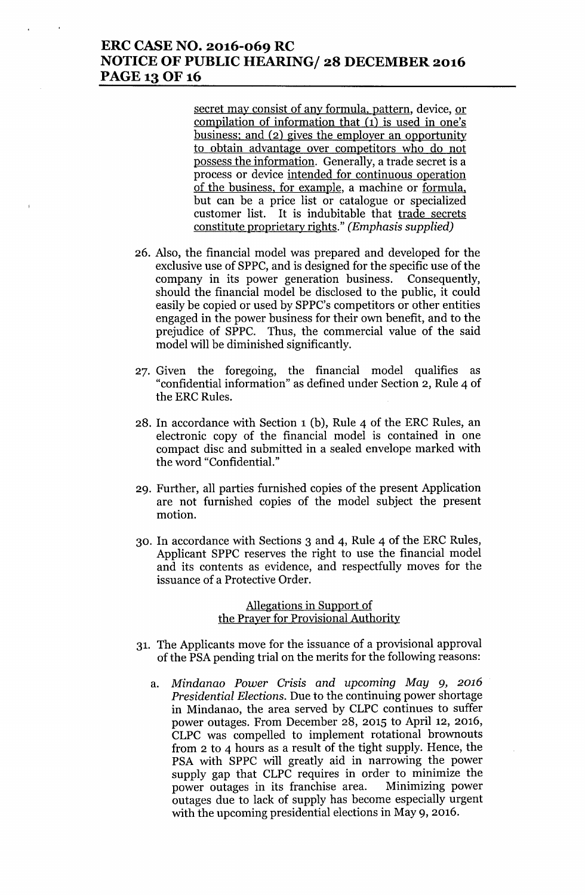secret may consist of any formula, pattern, device, or compilation of information that (1) is used in one's business; and (2) gives the employer an opportunity to obtain advantage over competitors who do not possess the information. Generally, a trade secret is a process or device intended for continuous operation of the business, for example, a machine or formula, but can be a price list or catalogue or specialized customer list. It is indubitable that trade secrets constitute proprietary rights." *(Emphasis supplied)*

26. Also, the financial model was prepared and developed for the exclusive use of SPPC, and is designed for the specific use of the company in its power generation business. Consequently, should the financial model be disclosed to the public, it could easily be copied or used by SPPC's competitors or other entities engaged in the power business for their own benefit, and to the prejudice of SPPC. Thus, the commercial value of the said model will be diminished significantly.

27. Given the foregoing, the financial model qualifies as "confidential information" as defined under Section 2, Rule 4 of the ERC Rules.

28. In accordance with Section 1 (b), Rule 4 of the ERC Rules, an electronic copy of the financial model is contained in one compact disc and submitted in a sealed envelope marked with the word "Confidential."

29. Further, all parties furnished copies of the present Application are not furnished copies of the model subject the present motion.

30. In accordance with Sections 3 and 4, Rule 4 of the ERC Rules, Applicant SPPC reserves the right to use the financial model and its contents as evidence, and respectfully moves for the issuance of a Protective Order.

Allegations in Support of the Prayer for Provisional Authority

31. The Applicants move for the issuance of a provisional approval of the PSA pending trial on the merits for the following reasons:

    a. *Mindanao Power Crisis and upcoming May 9, 2016 Presidential Elections.* Due to the continuing power shortage in Mindanao, the area served by CLPC continues to suffer power outages. From December 28, 2015 to April 12, 2016, CLPC was compelled to implement rotational brownouts from 2 to 4 hours as a result of the tight supply. Hence, the PSA with SPPC will greatly aid in narrowing the power supply gap that CLPC requires in order to minimize the power outages in its franchise area. Minimizing power outages due to lack of supply has become especially urgent with the upcoming presidential elections in May 9, 2016.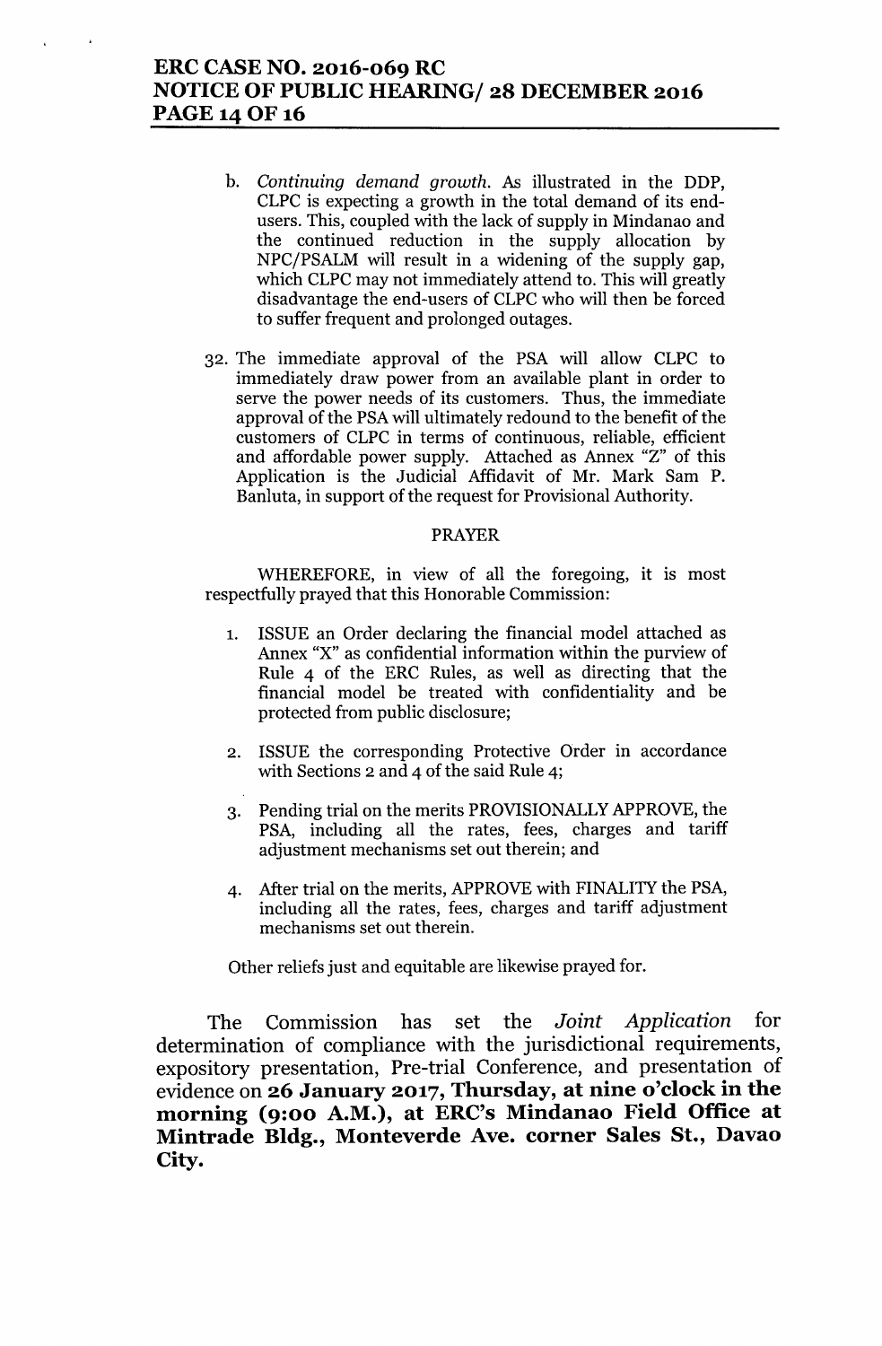b. *Continuing demand growth.* As illustrated in the DDP, CLPC is expecting a growth in the total demand of its end-users. This, coupled with the lack of supply in Mindanao and the continued reduction in the supply allocation by NPC/PSALM will result in a widening of the supply gap, which CLPC may not immediately attend to. This will greatly disadvantage the end-users of CLPC who will then be forced to suffer frequent and prolonged outages.

32. The immediate approval of the PSA will allow CLPC to immediately draw power from an available plant in order to serve the power needs of its customers. Thus, the immediate approval of the PSA will ultimately redound to the benefit of the customers of CLPC in terms of continuous, reliable, efficient and affordable power supply. Attached as Annex "Z" of this Application is the Judicial Affidavit of Mr. Mark Sam P. Banluta, in support of the request for Provisional Authority.

PRAYER

WHEREFORE, in view of all the foregoing, it is most respectfully prayed that this Honorable Commission:

1. ISSUE an Order declaring the financial model attached as Annex "X" as confidential information within the purview of Rule 4 of the ERC Rules, as well as directing that the financial model be treated with confidentiality and be protected from public disclosure;
2. ISSUE the corresponding Protective Order in accordance with Sections 2 and 4 of the said Rule 4;
3. Pending trial on the merits PROVISIONALLY APPROVE, the PSA, including all the rates, fees, charges and tariff adjustment mechanisms set out therein; and
4. After trial on the merits, APPROVE with FINALITY the PSA, including all the rates, fees, charges and tariff adjustment mechanisms set out therein.

Other reliefs just and equitable are likewise prayed for.

The Commission has set the *Joint Application* for determination of compliance with the jurisdictional requirements, expository presentation, Pre-trial Conference, and presentation of evidence on **26 January 2017, Thursday, at nine o'clock in the morning (9:00 A.M.), at ERC's Mindanao Field Office at Mintrade Bldg., Monteverde Ave. corner Sales St., Davao City.**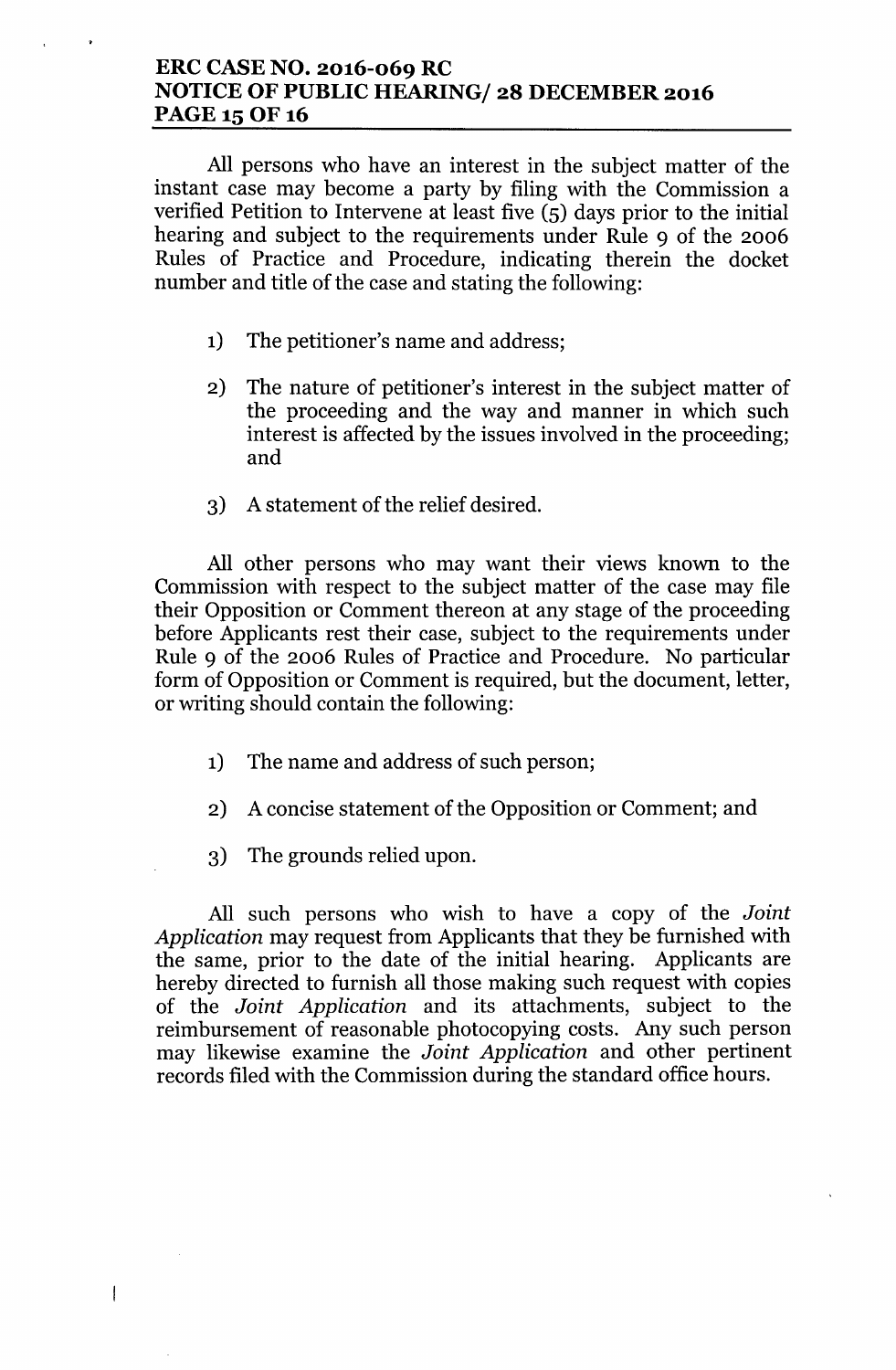All persons who have an interest in the subject matter of the instant case may become a party by filing with the Commission a verified Petition to Intervene at least five (5) days prior to the initial hearing and subject to the requirements under Rule 9 of the 2006 Rules of Practice and Procedure, indicating therein the docket number and title of the case and stating the following:

1) The petitioner's name and address;

2) The nature of petitioner's interest in the subject matter of the proceeding and the way and manner in which such interest is affected by the issues involved in the proceeding; and

3) A statement of the relief desired.

All other persons who may want their views known to the Commission with respect to the subject matter of the case may file their Opposition or Comment thereon at any stage of the proceeding before Applicants rest their case, subject to the requirements under Rule 9 of the 2006 Rules of Practice and Procedure. No particular form of Opposition or Comment is required, but the document, letter, or writing should contain the following:

1) The name and address of such person;

2) A concise statement of the Opposition or Comment; and

3) The grounds relied upon.

All such persons who wish to have a copy of the *Joint Application* may request from Applicants that they be furnished with the same, prior to the date of the initial hearing. Applicants are hereby directed to furnish all those making such request with copies of the *Joint Application* and its attachments, subject to the reimbursement of reasonable photocopying costs. Any such person may likewise examine the *Joint Application* and other pertinent records filed with the Commission during the standard office hours.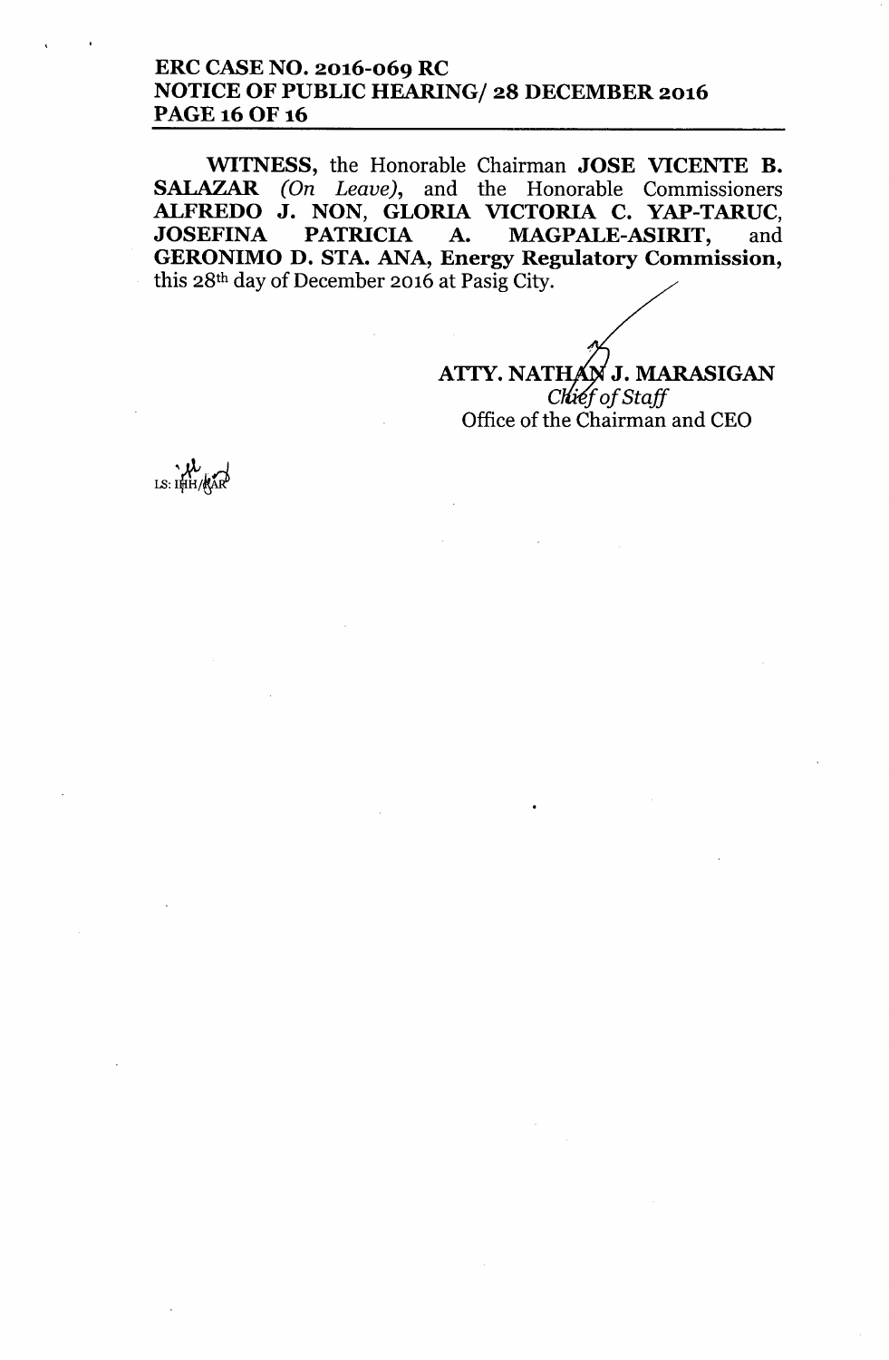**WITNESS**, the Honorable Chairman **JOSE VICENTE B. SALAZAR** *(On Leave)*, and the Honorable Commissioners **ALFREDO J. NON**, **GLORIA VICTORIA C. YAP-TARUC**, **JOSEFINA PATRICIA A. MAGPALE-ASIRIT**, and **GERONIMO D. STA. ANA**, **Energy Regulatory Commission**, this 28th day of December 2016 at Pasig City.

**ATTY. NATHAN J. MARASIGAN**
*Chief of Staff*
Office of the Chairman and CEO

LS: IHH/KAR